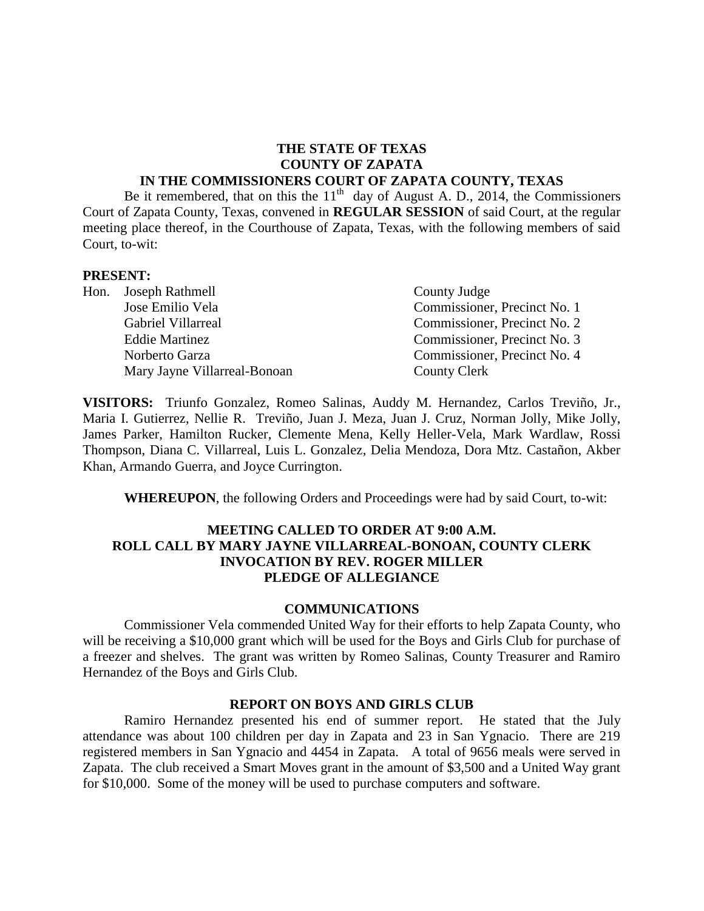**THE STATE OF TEXAS**
**COUNTY OF ZAPATA**
**IN THE COMMISSIONERS COURT OF ZAPATA COUNTY, TEXAS**

Be it remembered, that on this the 11th day of August A. D., 2014, the Commissioners Court of Zapata County, Texas, convened in **REGULAR SESSION** of said Court, at the regular meeting place thereof, in the Courthouse of Zapata, Texas, with the following members of said Court, to-wit:

**PRESENT:**

| | | |
|---|---|---|
| Hon. | Joseph Rathmell | County Judge |
| | Jose Emilio Vela | Commissioner, Precinct No. 1 |
| | Gabriel Villarreal | Commissioner, Precinct No. 2 |
| | Eddie Martinez | Commissioner, Precinct No. 3 |
| | Norberto Garza | Commissioner, Precinct No. 4 |
| | Mary Jayne Villarreal-Bonoan | County Clerk |

**VISITORS:** Triunfo Gonzalez, Romeo Salinas, Auddy M. Hernandez, Carlos Treviño, Jr., Maria I. Gutierrez, Nellie R. Treviño, Juan J. Meza, Juan J. Cruz, Norman Jolly, Mike Jolly, James Parker, Hamilton Rucker, Clemente Mena, Kelly Heller-Vela, Mark Wardlaw, Rossi Thompson, Diana C. Villarreal, Luis L. Gonzalez, Delia Mendoza, Dora Mtz. Castañon, Akber Khan, Armando Guerra, and Joyce Currington.

**WHEREUPON**, the following Orders and Proceedings were had by said Court, to-wit:

**MEETING CALLED TO ORDER AT 9:00 A.M.**
**ROLL CALL BY MARY JAYNE VILLARREAL-BONOAN, COUNTY CLERK**
**INVOCATION BY REV. ROGER MILLER**
**PLEDGE OF ALLEGIANCE**

## COMMUNICATIONS

Commissioner Vela commended United Way for their efforts to help Zapata County, who will be receiving a $10,000 grant which will be used for the Boys and Girls Club for purchase of a freezer and shelves. The grant was written by Romeo Salinas, County Treasurer and Ramiro Hernandez of the Boys and Girls Club.

## REPORT ON BOYS AND GIRLS CLUB

Ramiro Hernandez presented his end of summer report. He stated that the July attendance was about 100 children per day in Zapata and 23 in San Ygnacio. There are 219 registered members in San Ygnacio and 4454 in Zapata. A total of 9656 meals were served in Zapata. The club received a Smart Moves grant in the amount of $3,500 and a United Way grant for $10,000. Some of the money will be used to purchase computers and software.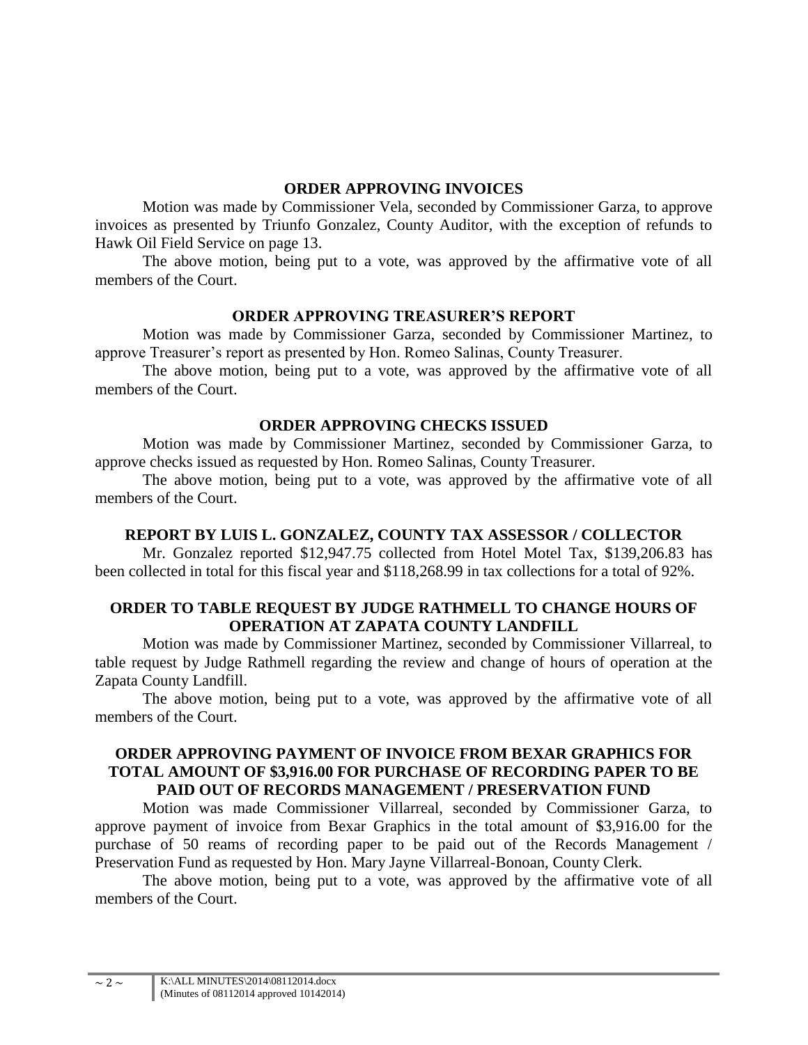## ORDER APPROVING INVOICES

Motion was made by Commissioner Vela, seconded by Commissioner Garza, to approve invoices as presented by Triunfo Gonzalez, County Auditor, with the exception of refunds to Hawk Oil Field Service on page 13.

The above motion, being put to a vote, was approved by the affirmative vote of all members of the Court.

## ORDER APPROVING TREASURER'S REPORT

Motion was made by Commissioner Garza, seconded by Commissioner Martinez, to approve Treasurer's report as presented by Hon. Romeo Salinas, County Treasurer.

The above motion, being put to a vote, was approved by the affirmative vote of all members of the Court.

## ORDER APPROVING CHECKS ISSUED

Motion was made by Commissioner Martinez, seconded by Commissioner Garza, to approve checks issued as requested by Hon. Romeo Salinas, County Treasurer.

The above motion, being put to a vote, was approved by the affirmative vote of all members of the Court.

## REPORT BY LUIS L. GONZALEZ, COUNTY TAX ASSESSOR / COLLECTOR

Mr. Gonzalez reported $12,947.75 collected from Hotel Motel Tax, $139,206.83 has been collected in total for this fiscal year and $118,268.99 in tax collections for a total of 92%.

## ORDER TO TABLE REQUEST BY JUDGE RATHMELL TO CHANGE HOURS OF OPERATION AT ZAPATA COUNTY LANDFILL

Motion was made by Commissioner Martinez, seconded by Commissioner Villarreal, to table request by Judge Rathmell regarding the review and change of hours of operation at the Zapata County Landfill.

The above motion, being put to a vote, was approved by the affirmative vote of all members of the Court.

## ORDER APPROVING PAYMENT OF INVOICE FROM BEXAR GRAPHICS FOR TOTAL AMOUNT OF $3,916.00 FOR PURCHASE OF RECORDING PAPER TO BE PAID OUT OF RECORDS MANAGEMENT / PRESERVATION FUND

Motion was made Commissioner Villarreal, seconded by Commissioner Garza, to approve payment of invoice from Bexar Graphics in the total amount of $3,916.00 for the purchase of 50 reams of recording paper to be paid out of the Records Management / Preservation Fund as requested by Hon. Mary Jayne Villarreal-Bonoan, County Clerk.

The above motion, being put to a vote, was approved by the affirmative vote of all members of the Court.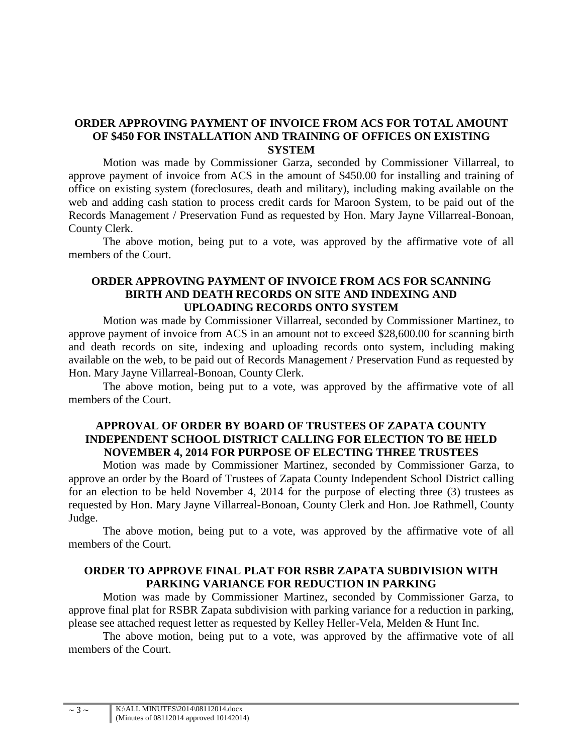## ORDER APPROVING PAYMENT OF INVOICE FROM ACS FOR TOTAL AMOUNT OF $450 FOR INSTALLATION AND TRAINING OF OFFICES ON EXISTING SYSTEM

Motion was made by Commissioner Garza, seconded by Commissioner Villarreal, to approve payment of invoice from ACS in the amount of $450.00 for installing and training of office on existing system (foreclosures, death and military), including making available on the web and adding cash station to process credit cards for Maroon System, to be paid out of the Records Management / Preservation Fund as requested by Hon. Mary Jayne Villarreal-Bonoan, County Clerk.

The above motion, being put to a vote, was approved by the affirmative vote of all members of the Court.

## ORDER APPROVING PAYMENT OF INVOICE FROM ACS FOR SCANNING BIRTH AND DEATH RECORDS ON SITE AND INDEXING AND UPLOADING RECORDS ONTO SYSTEM

Motion was made by Commissioner Villarreal, seconded by Commissioner Martinez, to approve payment of invoice from ACS in an amount not to exceed $28,600.00 for scanning birth and death records on site, indexing and uploading records onto system, including making available on the web, to be paid out of Records Management / Preservation Fund as requested by Hon. Mary Jayne Villarreal-Bonoan, County Clerk.

The above motion, being put to a vote, was approved by the affirmative vote of all members of the Court.

## APPROVAL OF ORDER BY BOARD OF TRUSTEES OF ZAPATA COUNTY INDEPENDENT SCHOOL DISTRICT CALLING FOR ELECTION TO BE HELD NOVEMBER 4, 2014 FOR PURPOSE OF ELECTING THREE TRUSTEES

Motion was made by Commissioner Martinez, seconded by Commissioner Garza, to approve an order by the Board of Trustees of Zapata County Independent School District calling for an election to be held November 4, 2014 for the purpose of electing three (3) trustees as requested by Hon. Mary Jayne Villarreal-Bonoan, County Clerk and Hon. Joe Rathmell, County Judge.

The above motion, being put to a vote, was approved by the affirmative vote of all members of the Court.

## ORDER TO APPROVE FINAL PLAT FOR RSBR ZAPATA SUBDIVISION WITH PARKING VARIANCE FOR REDUCTION IN PARKING

Motion was made by Commissioner Martinez, seconded by Commissioner Garza, to approve final plat for RSBR Zapata subdivision with parking variance for a reduction in parking, please see attached request letter as requested by Kelley Heller-Vela, Melden & Hunt Inc.

The above motion, being put to a vote, was approved by the affirmative vote of all members of the Court.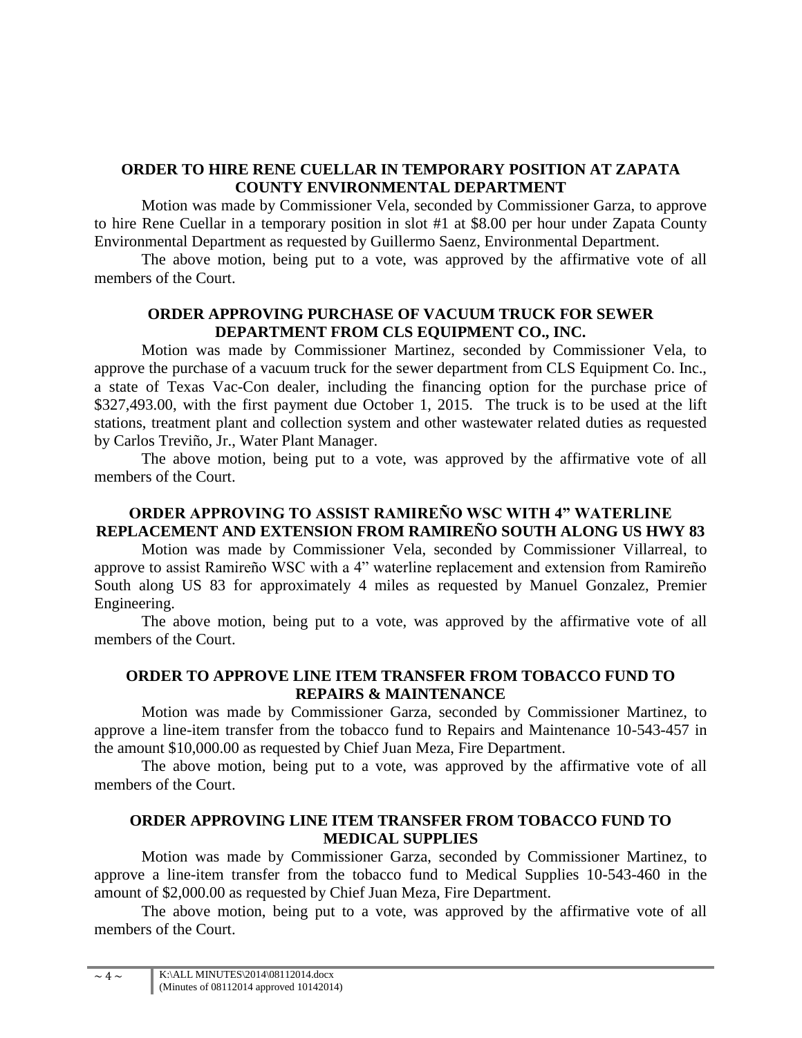**ORDER TO HIRE RENE CUELLAR IN TEMPORARY POSITION AT ZAPATA COUNTY ENVIRONMENTAL DEPARTMENT**

Motion was made by Commissioner Vela, seconded by Commissioner Garza, to approve to hire Rene Cuellar in a temporary position in slot #1 at $8.00 per hour under Zapata County Environmental Department as requested by Guillermo Saenz, Environmental Department.

The above motion, being put to a vote, was approved by the affirmative vote of all members of the Court.

**ORDER APPROVING PURCHASE OF VACUUM TRUCK FOR SEWER DEPARTMENT FROM CLS EQUIPMENT CO., INC.**

Motion was made by Commissioner Martinez, seconded by Commissioner Vela, to approve the purchase of a vacuum truck for the sewer department from CLS Equipment Co. Inc., a state of Texas Vac-Con dealer, including the financing option for the purchase price of $327,493.00, with the first payment due October 1, 2015. The truck is to be used at the lift stations, treatment plant and collection system and other wastewater related duties as requested by Carlos Treviño, Jr., Water Plant Manager.

The above motion, being put to a vote, was approved by the affirmative vote of all members of the Court.

**ORDER APPROVING TO ASSIST RAMIREÑO WSC WITH 4" WATERLINE REPLACEMENT AND EXTENSION FROM RAMIREÑO SOUTH ALONG US HWY 83**

Motion was made by Commissioner Vela, seconded by Commissioner Villarreal, to approve to assist Ramireño WSC with a 4" waterline replacement and extension from Ramireño South along US 83 for approximately 4 miles as requested by Manuel Gonzalez, Premier Engineering.

The above motion, being put to a vote, was approved by the affirmative vote of all members of the Court.

**ORDER TO APPROVE LINE ITEM TRANSFER FROM TOBACCO FUND TO REPAIRS & MAINTENANCE**

Motion was made by Commissioner Garza, seconded by Commissioner Martinez, to approve a line-item transfer from the tobacco fund to Repairs and Maintenance 10-543-457 in the amount $10,000.00 as requested by Chief Juan Meza, Fire Department.

The above motion, being put to a vote, was approved by the affirmative vote of all members of the Court.

**ORDER APPROVING LINE ITEM TRANSFER FROM TOBACCO FUND TO MEDICAL SUPPLIES**

Motion was made by Commissioner Garza, seconded by Commissioner Martinez, to approve a line-item transfer from the tobacco fund to Medical Supplies 10-543-460 in the amount of $2,000.00 as requested by Chief Juan Meza, Fire Department.

The above motion, being put to a vote, was approved by the affirmative vote of all members of the Court.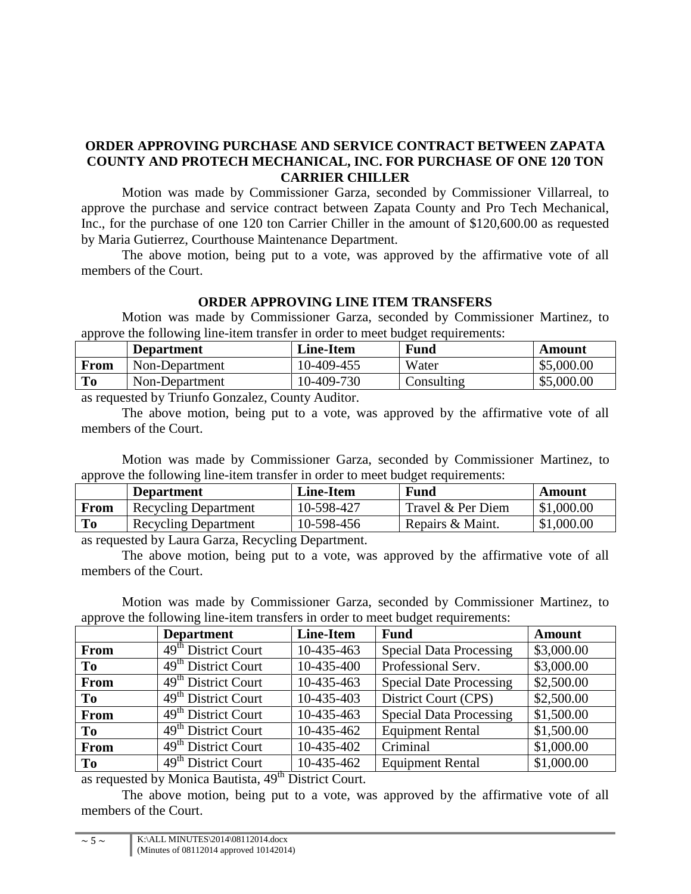## ORDER APPROVING PURCHASE AND SERVICE CONTRACT BETWEEN ZAPATA COUNTY AND PROTECH MECHANICAL, INC. FOR PURCHASE OF ONE 120 TON CARRIER CHILLER

Motion was made by Commissioner Garza, seconded by Commissioner Villarreal, to approve the purchase and service contract between Zapata County and Pro Tech Mechanical, Inc., for the purchase of one 120 ton Carrier Chiller in the amount of $120,600.00 as requested by Maria Gutierrez, Courthouse Maintenance Department.

The above motion, being put to a vote, was approved by the affirmative vote of all members of the Court.

## ORDER APPROVING LINE ITEM TRANSFERS

Motion was made by Commissioner Garza, seconded by Commissioner Martinez, to approve the following line-item transfer in order to meet budget requirements:

| | Department | Line-Item | Fund | Amount |
|---|---|---|---|---|
| **From** | Non-Department | 10-409-455 | Water | $5,000.00 |
| **To** | Non-Department | 10-409-730 | Consulting | $5,000.00 |

as requested by Triunfo Gonzalez, County Auditor.

The above motion, being put to a vote, was approved by the affirmative vote of all members of the Court.

Motion was made by Commissioner Garza, seconded by Commissioner Martinez, to approve the following line-item transfer in order to meet budget requirements:

| | Department | Line-Item | Fund | Amount |
|---|---|---|---|---|
| **From** | Recycling Department | 10-598-427 | Travel & Per Diem | $1,000.00 |
| **To** | Recycling Department | 10-598-456 | Repairs & Maint. | $1,000.00 |

as requested by Laura Garza, Recycling Department.

The above motion, being put to a vote, was approved by the affirmative vote of all members of the Court.

Motion was made by Commissioner Garza, seconded by Commissioner Martinez, to approve the following line-item transfers in order to meet budget requirements:

| | Department | Line-Item | Fund | Amount |
|---|---|---|---|---|
| **From** | 49th District Court | 10-435-463 | Special Data Processing | $3,000.00 |
| **To** | 49th District Court | 10-435-400 | Professional Serv. | $3,000.00 |
| **From** | 49th District Court | 10-435-463 | Special Date Processing | $2,500.00 |
| **To** | 49th District Court | 10-435-403 | District Court (CPS) | $2,500.00 |
| **From** | 49th District Court | 10-435-463 | Special Data Processing | $1,500.00 |
| **To** | 49th District Court | 10-435-462 | Equipment Rental | $1,500.00 |
| **From** | 49th District Court | 10-435-402 | Criminal | $1,000.00 |
| **To** | 49th District Court | 10-435-462 | Equipment Rental | $1,000.00 |

as requested by Monica Bautista, 49th District Court.

The above motion, being put to a vote, was approved by the affirmative vote of all members of the Court.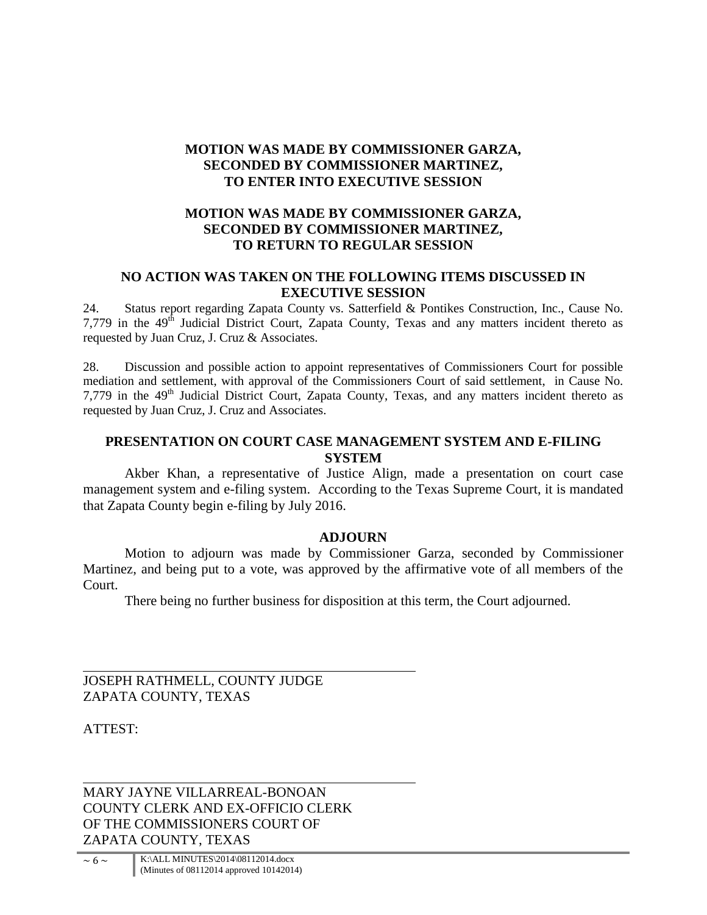**MOTION WAS MADE BY COMMISSIONER GARZA,**
**SECONDED BY COMMISSIONER MARTINEZ,**
**TO ENTER INTO EXECUTIVE SESSION**

**MOTION WAS MADE BY COMMISSIONER GARZA,**
**SECONDED BY COMMISSIONER MARTINEZ,**
**TO RETURN TO REGULAR SESSION**

**NO ACTION WAS TAKEN ON THE FOLLOWING ITEMS DISCUSSED IN EXECUTIVE SESSION**

24. Status report regarding Zapata County vs. Satterfield & Pontikes Construction, Inc., Cause No. 7,779 in the 49th Judicial District Court, Zapata County, Texas and any matters incident thereto as requested by Juan Cruz, J. Cruz & Associates.

28. Discussion and possible action to appoint representatives of Commissioners Court for possible mediation and settlement, with approval of the Commissioners Court of said settlement, in Cause No. 7,779 in the 49th Judicial District Court, Zapata County, Texas, and any matters incident thereto as requested by Juan Cruz, J. Cruz and Associates.

**PRESENTATION ON COURT CASE MANAGEMENT SYSTEM AND E-FILING SYSTEM**

Akber Khan, a representative of Justice Align, made a presentation on court case management system and e-filing system. According to the Texas Supreme Court, it is mandated that Zapata County begin e-filing by July 2016.

**ADJOURN**

Motion to adjourn was made by Commissioner Garza, seconded by Commissioner Martinez, and being put to a vote, was approved by the affirmative vote of all members of the Court.

There being no further business for disposition at this term, the Court adjourned.

\_\_\_\_\_\_\_\_\_\_\_\_\_\_\_\_\_\_\_\_\_\_\_\_\_\_\_\_\_\_\_\_\_\_\_\_\_\_\_\_\_\_

JOSEPH RATHMELL, COUNTY JUDGE
ZAPATA COUNTY, TEXAS

ATTEST:

\_\_\_\_\_\_\_\_\_\_\_\_\_\_\_\_\_\_\_\_\_\_\_\_\_\_\_\_\_\_\_\_\_\_\_\_\_\_\_\_\_\_

MARY JAYNE VILLARREAL-BONOAN
COUNTY CLERK AND EX-OFFICIO CLERK
OF THE COMMISSIONERS COURT OF
ZAPATA COUNTY, TEXAS

K:\ALL MINUTES\2014\08112014.docx
(Minutes of 08112014 approved 10142014)